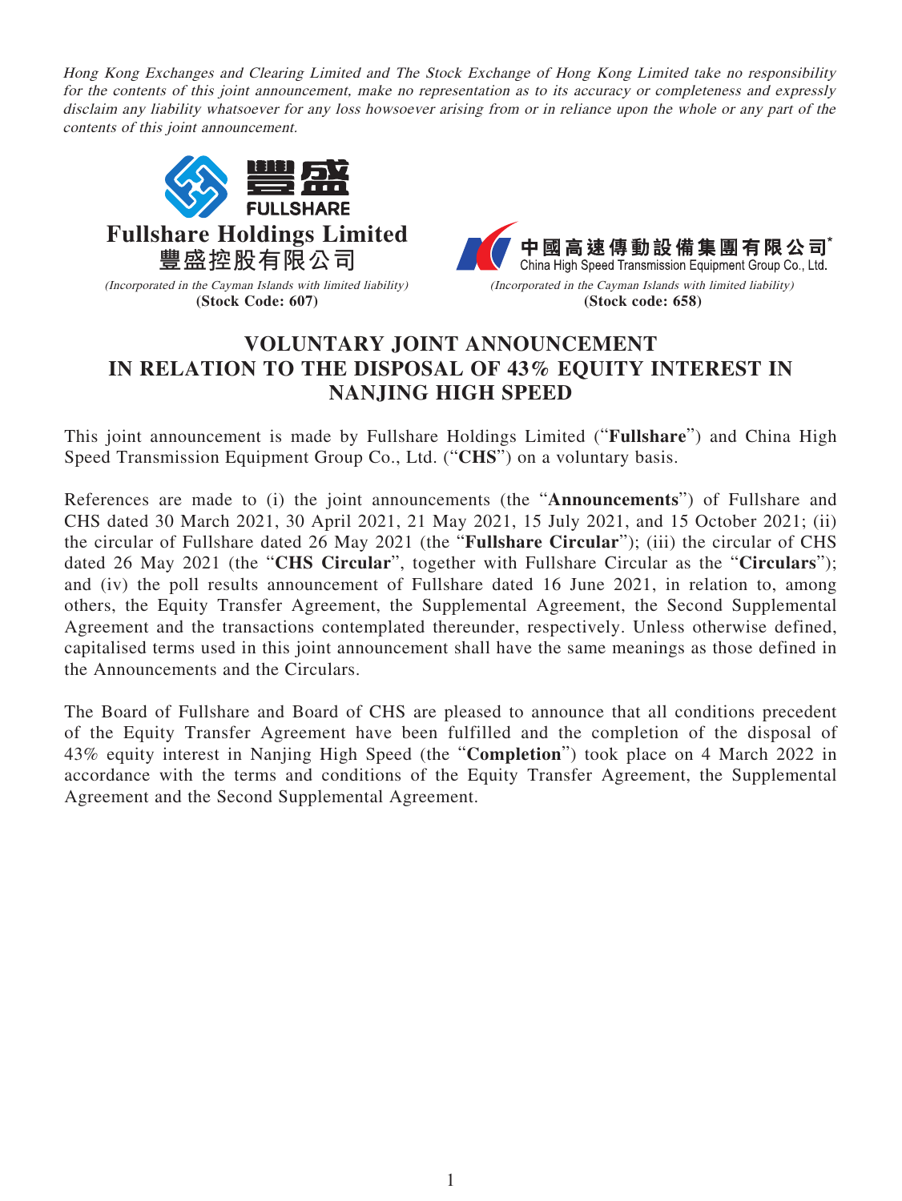*Hong Kong Exchanges and Clearing Limited and The Stock Exchange of Hong Kong Limited take no responsibility for the contents of this joint announcement, make no representation as to its accuracy or completeness and expressly disclaim any liability whatsoever for any loss howsoever arising from or in reliance upon the whole or any part of the contents of this joint announcement.*

**Fullshare Holdings Limited**
**豐盛控股有限公司**
*(Incorporated in the Cayman Islands with limited liability)*
**(Stock Code: 607)**

**中國高速傳動設備集團有限公司***
**China High Speed Transmission Equipment Group Co., Ltd.**
*(Incorporated in the Cayman Islands with limited liability)*
**(Stock code: 658)**

# VOLUNTARY JOINT ANNOUNCEMENT IN RELATION TO THE DISPOSAL OF 43% EQUITY INTEREST IN NANJING HIGH SPEED

This joint announcement is made by Fullshare Holdings Limited ("**Fullshare**") and China High Speed Transmission Equipment Group Co., Ltd. ("**CHS**") on a voluntary basis.

References are made to (i) the joint announcements (the "**Announcements**") of Fullshare and CHS dated 30 March 2021, 30 April 2021, 21 May 2021, 15 July 2021, and 15 October 2021; (ii) the circular of Fullshare dated 26 May 2021 (the "**Fullshare Circular**"); (iii) the circular of CHS dated 26 May 2021 (the "**CHS Circular**", together with Fullshare Circular as the "**Circulars**"); and (iv) the poll results announcement of Fullshare dated 16 June 2021, in relation to, among others, the Equity Transfer Agreement, the Supplemental Agreement, the Second Supplemental Agreement and the transactions contemplated thereunder, respectively. Unless otherwise defined, capitalised terms used in this joint announcement shall have the same meanings as those defined in the Announcements and the Circulars.

The Board of Fullshare and Board of CHS are pleased to announce that all conditions precedent of the Equity Transfer Agreement have been fulfilled and the completion of the disposal of 43% equity interest in Nanjing High Speed (the "**Completion**") took place on 4 March 2022 in accordance with the terms and conditions of the Equity Transfer Agreement, the Supplemental Agreement and the Second Supplemental Agreement.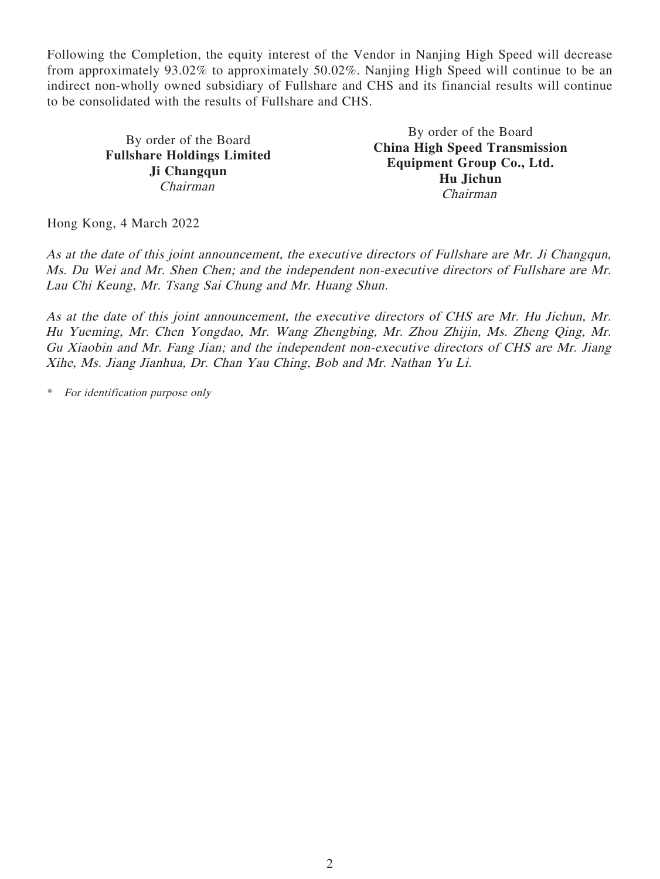Following the Completion, the equity interest of the Vendor in Nanjing High Speed will decrease from approximately 93.02% to approximately 50.02%. Nanjing High Speed will continue to be an indirect non-wholly owned subsidiary of Fullshare and CHS and its financial results will continue to be consolidated with the results of Fullshare and CHS.

By order of the Board
**Fullshare Holdings Limited**
**Ji Changqun**
*Chairman*

By order of the Board
**China High Speed Transmission Equipment Group Co., Ltd.**
**Hu Jichun**
*Chairman*

Hong Kong, 4 March 2022

*As at the date of this joint announcement, the executive directors of Fullshare are Mr. Ji Changqun, Ms. Du Wei and Mr. Shen Chen; and the independent non-executive directors of Fullshare are Mr. Lau Chi Keung, Mr. Tsang Sai Chung and Mr. Huang Shun.*

*As at the date of this joint announcement, the executive directors of CHS are Mr. Hu Jichun, Mr. Hu Yueming, Mr. Chen Yongdao, Mr. Wang Zhengbing, Mr. Zhou Zhijin, Ms. Zheng Qing, Mr. Gu Xiaobin and Mr. Fang Jian; and the independent non-executive directors of CHS are Mr. Jiang Xihe, Ms. Jiang Jianhua, Dr. Chan Yau Ching, Bob and Mr. Nathan Yu Li.*

\* *For identification purpose only*